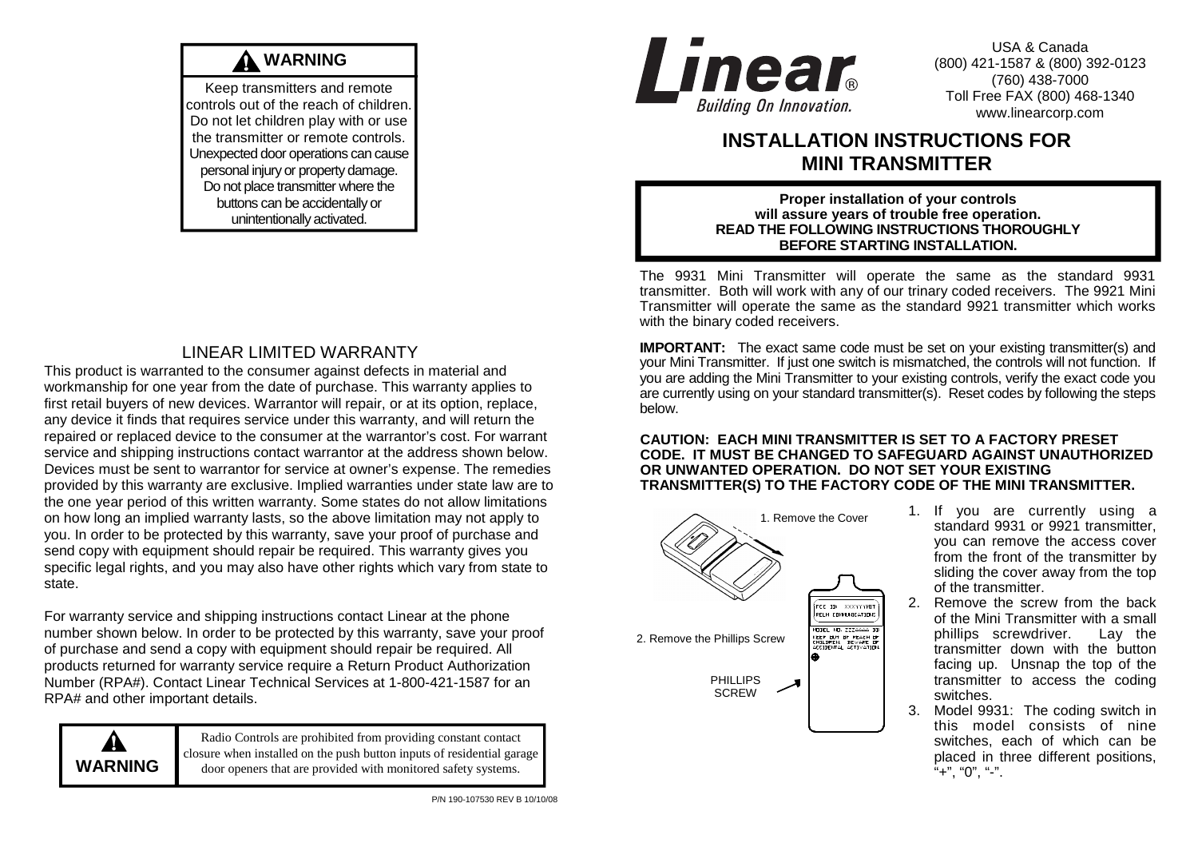**WARNING**

Keep transmitters and remote controls out of the reach of children. Do not let children play with or use the transmitter or remote controls. Unexpected door operations can cause personal injury or property damage. Do not place transmitter where the buttons can be accidentally or unintentionally activated.

## LINEAR LIMITED WARRANTY

This product is warranted to the consumer against defects in material and workmanship for one year from the date of purchase. This warranty applies to first retail buyers of new devices. Warrantor will repair, or at its option, replace, any device it finds that requires service under this warranty, and will return the repaired or replaced device to the consumer at the warrantor's cost. For warrant service and shipping instructions contact warrantor at the address shown below. Devices must be sent to warrantor for service at owner's expense. The remedies provided by this warranty are exclusive. Implied warranties under state law are to the one year period of this written warranty. Some states do not allow limitations on how long an implied warranty lasts, so the above limitation may not apply to you. In order to be protected by this warranty, save your proof of purchase and send copy with equipment should repair be required. This warranty gives you specific legal rights, and you may also have other rights which vary from state to state.

For warranty service and shipping instructions contact Linear at the phone number shown below. In order to be protected by this warranty, save your proof of purchase and send a copy with equipment should repair be required. All products returned for warranty service require a Return Product Authorization Number (RPA#). Contact Linear Technical Services at 1-800-421-1587 for an RPA# and other important details.

**WARNING**

Radio Controls are prohibited from providing constant contact closure when installed on the push button inputs of residential garage door openers that are provided with monitored safety systems.

P/N 190-107530 REV B 10/10/08

**Linear®** Building On Innovation.

USA & Canada
(800) 421-1587 & (800) 392-0123
(760) 438-7000
Toll Free FAX (800) 468-1340
www.linearcorp.com

# INSTALLATION INSTRUCTIONS FOR MINI TRANSMITTER

**Proper installation of your controls will assure years of trouble free operation. READ THE FOLLOWING INSTRUCTIONS THOROUGHLY BEFORE STARTING INSTALLATION.**

The 9931 Mini Transmitter will operate the same as the standard 9931 transmitter. Both will work with any of our trinary coded receivers. The 9921 Mini Transmitter will operate the same as the standard 9921 transmitter which works with the binary coded receivers.

**IMPORTANT:** The exact same code must be set on your existing transmitter(s) and your Mini Transmitter. If just one switch is mismatched, the controls will not function. If you are adding the Mini Transmitter to your existing controls, verify the exact code you are currently using on your standard transmitter(s). Reset codes by following the steps below.

**CAUTION: EACH MINI TRANSMITTER IS SET TO A FACTORY PRESET CODE. IT MUST BE CHANGED TO SAFEGUARD AGAINST UNAUTHORIZED OR UNWANTED OPERATION. DO NOT SET YOUR EXISTING TRANSMITTER(S) TO THE FACTORY CODE OF THE MINI TRANSMITTER.**

1. Remove the Cover

2. Remove the Phillips Screw

PHILLIPS SCREW

1. If you are currently using a standard 9931 or 9921 transmitter, you can remove the access cover from the front of the transmitter by sliding the cover away from the top of the transmitter.
2. Remove the screw from the back of the Mini Transmitter with a small phillips screwdriver. Lay the transmitter down with the button facing up. Unsnap the top of the transmitter to access the coding switches.
3. Model 9931: The coding switch in this model consists of nine switches, each of which can be placed in three different positions, "+", "0", "-".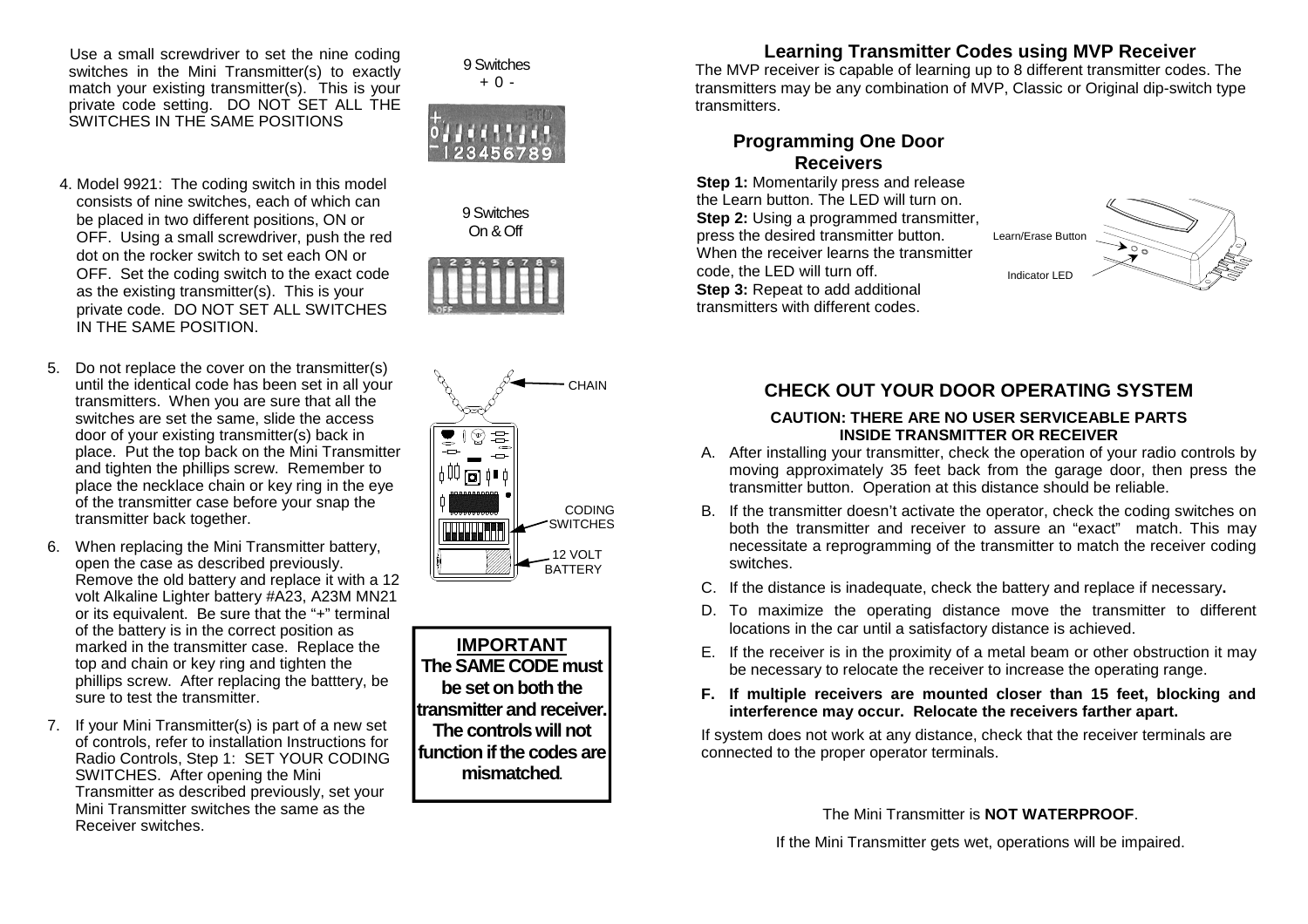Use a small screwdriver to set the nine coding switches in the Mini Transmitter(s) to exactly match your existing transmitter(s). This is your private code setting. DO NOT SET ALL THE SWITCHES IN THE SAME POSITIONS

9 Switches
\+ 0 -

4. Model 9921: The coding switch in this model consists of nine switches, each of which can be placed in two different positions, ON or OFF. Using a small screwdriver, push the red dot on the rocker switch to set each ON or OFF. Set the coding switch to the exact code as the existing transmitter(s). This is your private code. DO NOT SET ALL SWITCHES IN THE SAME POSITION.

9 Switches
On & Off

5. Do not replace the cover on the transmitter(s) until the identical code has been set in all your transmitters. When you are sure that all the switches are set the same, slide the access door of your existing transmitter(s) back in place. Put the top back on the Mini Transmitter and tighten the phillips screw. Remember to place the necklace chain or key ring in the eye of the transmitter case before your snap the transmitter back together.
6. When replacing the Mini Transmitter battery, open the case as described previously. Remove the old battery and replace it with a 12 volt Alkaline Lighter battery #A23, A23M MN21 or its equivalent. Be sure that the "+" terminal of the battery is in the correct position as marked in the transmitter case. Replace the top and chain or key ring and tighten the phillips screw. After replacing the batttery, be sure to test the transmitter.
7. If your Mini Transmitter(s) is part of a new set of controls, refer to installation Instructions for Radio Controls, Step 1: SET YOUR CODING SWITCHES. After opening the Mini Transmitter as described previously, set your Mini Transmitter switches the same as the Receiver switches.

CHAIN

CODING SWITCHES

12 VOLT BATTERY

**IMPORTANT**
**The SAME CODE must be set on both the transmitter and receiver. The controls will not function if the codes are mismatched.**

## Learning Transmitter Codes using MVP Receiver

The MVP receiver is capable of learning up to 8 different transmitter codes. The transmitters may be any combination of MVP, Classic or Original dip-switch type transmitters.

### Programming One Door Receivers

**Step 1:** Momentarily press and release the Learn button. The LED will turn on.
**Step 2:** Using a programmed transmitter, press the desired transmitter button. When the receiver learns the transmitter code, the LED will turn off.
**Step 3:** Repeat to add additional transmitters with different codes.

Learn/Erase Button

Indicator LED

## CHECK OUT YOUR DOOR OPERATING SYSTEM

**CAUTION: THERE ARE NO USER SERVICEABLE PARTS INSIDE TRANSMITTER OR RECEIVER**

A. After installing your transmitter, check the operation of your radio controls by moving approximately 35 feet back from the garage door, then press the transmitter button. Operation at this distance should be reliable.

B. If the transmitter doesn't activate the operator, check the coding switches on both the transmitter and receiver to assure an "exact" match. This may necessitate a reprogramming of the transmitter to match the receiver coding switches.

C. If the distance is inadequate, check the battery and replace if necessary**.**

D. To maximize the operating distance move the transmitter to different locations in the car until a satisfactory distance is achieved.

E. If the receiver is in the proximity of a metal beam or other obstruction it may be necessary to relocate the receiver to increase the operating range.

**F. If multiple receivers are mounted closer than 15 feet, blocking and interference may occur. Relocate the receivers farther apart.**

If system does not work at any distance, check that the receiver terminals are connected to the proper operator terminals.

The Mini Transmitter is **NOT WATERPROOF**.

If the Mini Transmitter gets wet, operations will be impaired.